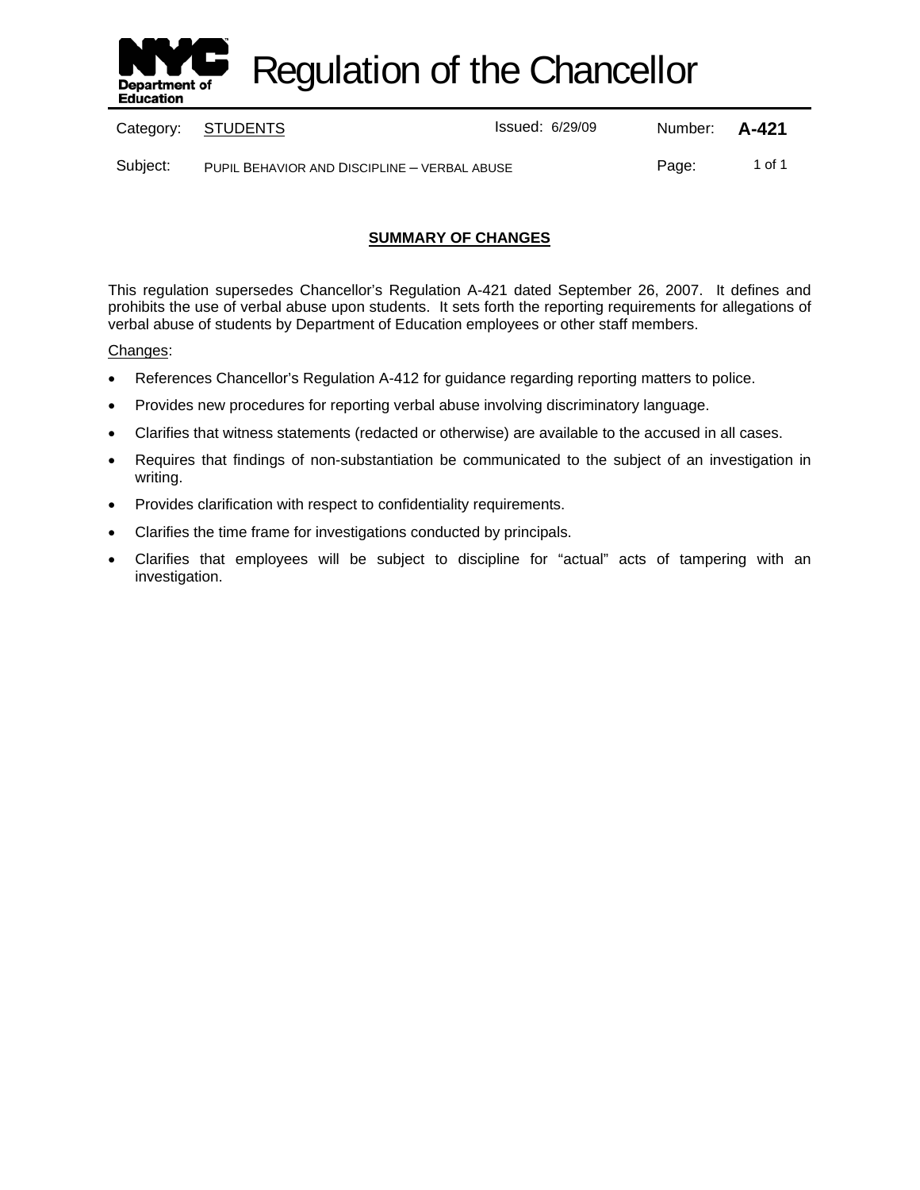# Regulation of the Chancellor

| Category: | STUDENTS | Issued: 6/29/09 | Number: | **A-421** |
|---|---|---|---|---|
| Subject: | PUPIL BEHAVIOR AND DISCIPLINE – VERBAL ABUSE | | Page: | 1 of 1 |

## SUMMARY OF CHANGES

This regulation supersedes Chancellor's Regulation A-421 dated September 26, 2007. It defines and prohibits the use of verbal abuse upon students. It sets forth the reporting requirements for allegations of verbal abuse of students by Department of Education employees or other staff members.

Changes:

- References Chancellor's Regulation A-412 for guidance regarding reporting matters to police.
- Provides new procedures for reporting verbal abuse involving discriminatory language.
- Clarifies that witness statements (redacted or otherwise) are available to the accused in all cases.
- Requires that findings of non-substantiation be communicated to the subject of an investigation in writing.
- Provides clarification with respect to confidentiality requirements.
- Clarifies the time frame for investigations conducted by principals.
- Clarifies that employees will be subject to discipline for "actual" acts of tampering with an investigation.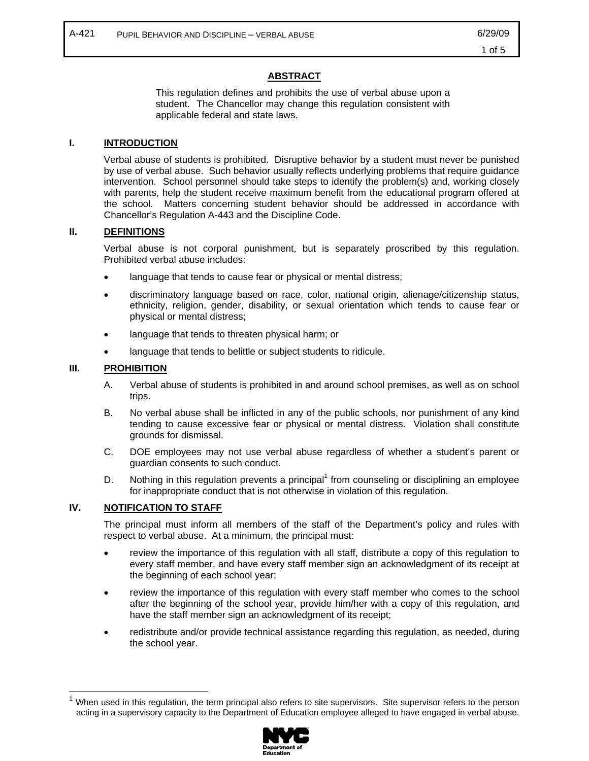## ABSTRACT

This regulation defines and prohibits the use of verbal abuse upon a student. The Chancellor may change this regulation consistent with applicable federal and state laws.

## I. INTRODUCTION

Verbal abuse of students is prohibited. Disruptive behavior by a student must never be punished by use of verbal abuse. Such behavior usually reflects underlying problems that require guidance intervention. School personnel should take steps to identify the problem(s) and, working closely with parents, help the student receive maximum benefit from the educational program offered at the school. Matters concerning student behavior should be addressed in accordance with Chancellor's Regulation A-443 and the Discipline Code.

## II. DEFINITIONS

Verbal abuse is not corporal punishment, but is separately proscribed by this regulation. Prohibited verbal abuse includes:

- language that tends to cause fear or physical or mental distress;
- discriminatory language based on race, color, national origin, alienage/citizenship status, ethnicity, religion, gender, disability, or sexual orientation which tends to cause fear or physical or mental distress;
- language that tends to threaten physical harm; or
- language that tends to belittle or subject students to ridicule.

## III. PROHIBITION

A. Verbal abuse of students is prohibited in and around school premises, as well as on school trips.

B. No verbal abuse shall be inflicted in any of the public schools, nor punishment of any kind tending to cause excessive fear or physical or mental distress. Violation shall constitute grounds for dismissal.

C. DOE employees may not use verbal abuse regardless of whether a student's parent or guardian consents to such conduct.

D. Nothing in this regulation prevents a principal[1] from counseling or disciplining an employee for inappropriate conduct that is not otherwise in violation of this regulation.

## IV. NOTIFICATION TO STAFF

The principal must inform all members of the staff of the Department's policy and rules with respect to verbal abuse. At a minimum, the principal must:

- review the importance of this regulation with all staff, distribute a copy of this regulation to every staff member, and have every staff member sign an acknowledgment of its receipt at the beginning of each school year;
- review the importance of this regulation with every staff member who comes to the school after the beginning of the school year, provide him/her with a copy of this regulation, and have the staff member sign an acknowledgment of its receipt;
- redistribute and/or provide technical assistance regarding this regulation, as needed, during the school year.

---

[1] When used in this regulation, the term principal also refers to site supervisors. Site supervisor refers to the person acting in a supervisory capacity to the Department of Education employee alleged to have engaged in verbal abuse.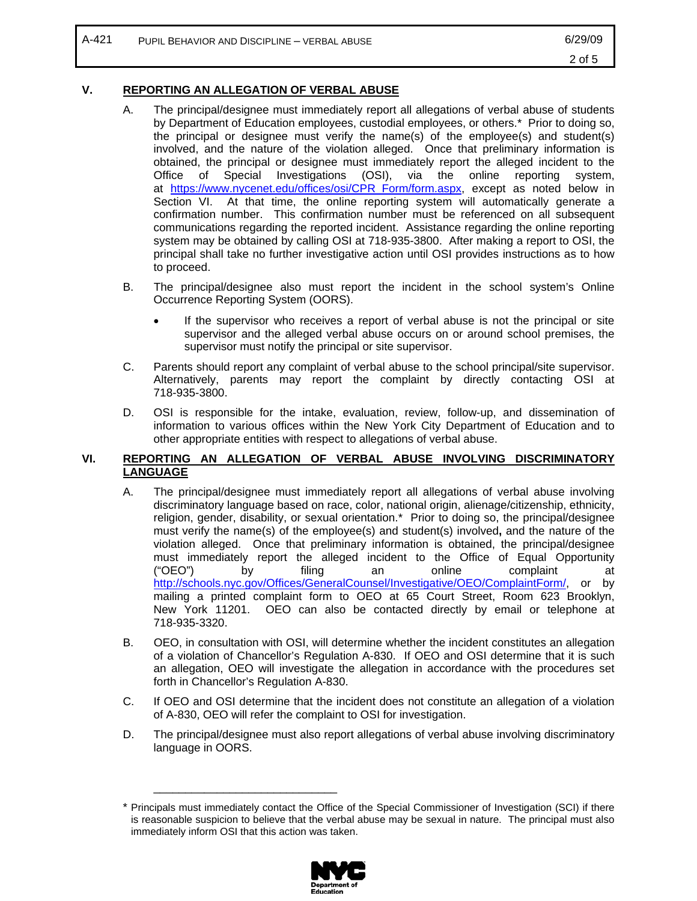## V. REPORTING AN ALLEGATION OF VERBAL ABUSE

A. The principal/designee must immediately report all allegations of verbal abuse of students by Department of Education employees, custodial employees, or others.* Prior to doing so, the principal or designee must verify the name(s) of the employee(s) and student(s) involved, and the nature of the violation alleged. Once that preliminary information is obtained, the principal or designee must immediately report the alleged incident to the Office of Special Investigations (OSI), via the online reporting system, at https://www.nycenet.edu/offices/osi/CPR_Form/form.aspx, except as noted below in Section VI. At that time, the online reporting system will automatically generate a confirmation number. This confirmation number must be referenced on all subsequent communications regarding the reported incident. Assistance regarding the online reporting system may be obtained by calling OSI at 718-935-3800. After making a report to OSI, the principal shall take no further investigative action until OSI provides instructions as to how to proceed.

B. The principal/designee also must report the incident in the school system's Online Occurrence Reporting System (OORS).

- If the supervisor who receives a report of verbal abuse is not the principal or site supervisor and the alleged verbal abuse occurs on or around school premises, the supervisor must notify the principal or site supervisor.

C. Parents should report any complaint of verbal abuse to the school principal/site supervisor. Alternatively, parents may report the complaint by directly contacting OSI at 718-935-3800.

D. OSI is responsible for the intake, evaluation, review, follow-up, and dissemination of information to various offices within the New York City Department of Education and to other appropriate entities with respect to allegations of verbal abuse.

## VI. REPORTING AN ALLEGATION OF VERBAL ABUSE INVOLVING DISCRIMINATORY LANGUAGE

A. The principal/designee must immediately report all allegations of verbal abuse involving discriminatory language based on race, color, national origin, alienage/citizenship, ethnicity, religion, gender, disability, or sexual orientation.* Prior to doing so, the principal/designee must verify the name(s) of the employee(s) and student(s) involved**,** and the nature of the violation alleged. Once that preliminary information is obtained, the principal/designee must immediately report the alleged incident to the Office of Equal Opportunity ("OEO") by filing an online complaint at http://schools.nyc.gov/Offices/GeneralCounsel/Investigative/OEO/ComplaintForm/, or by mailing a printed complaint form to OEO at 65 Court Street, Room 623 Brooklyn, New York 11201. OEO can also be contacted directly by email or telephone at 718-935-3320.

B. OEO, in consultation with OSI, will determine whether the incident constitutes an allegation of a violation of Chancellor's Regulation A-830. If OEO and OSI determine that it is such an allegation, OEO will investigate the allegation in accordance with the procedures set forth in Chancellor's Regulation A-830.

C. If OEO and OSI determine that the incident does not constitute an allegation of a violation of A-830, OEO will refer the complaint to OSI for investigation.

D. The principal/designee must also report allegations of verbal abuse involving discriminatory language in OORS.

---

* Principals must immediately contact the Office of the Special Commissioner of Investigation (SCI) if there is reasonable suspicion to believe that the verbal abuse may be sexual in nature. The principal must also immediately inform OSI that this action was taken.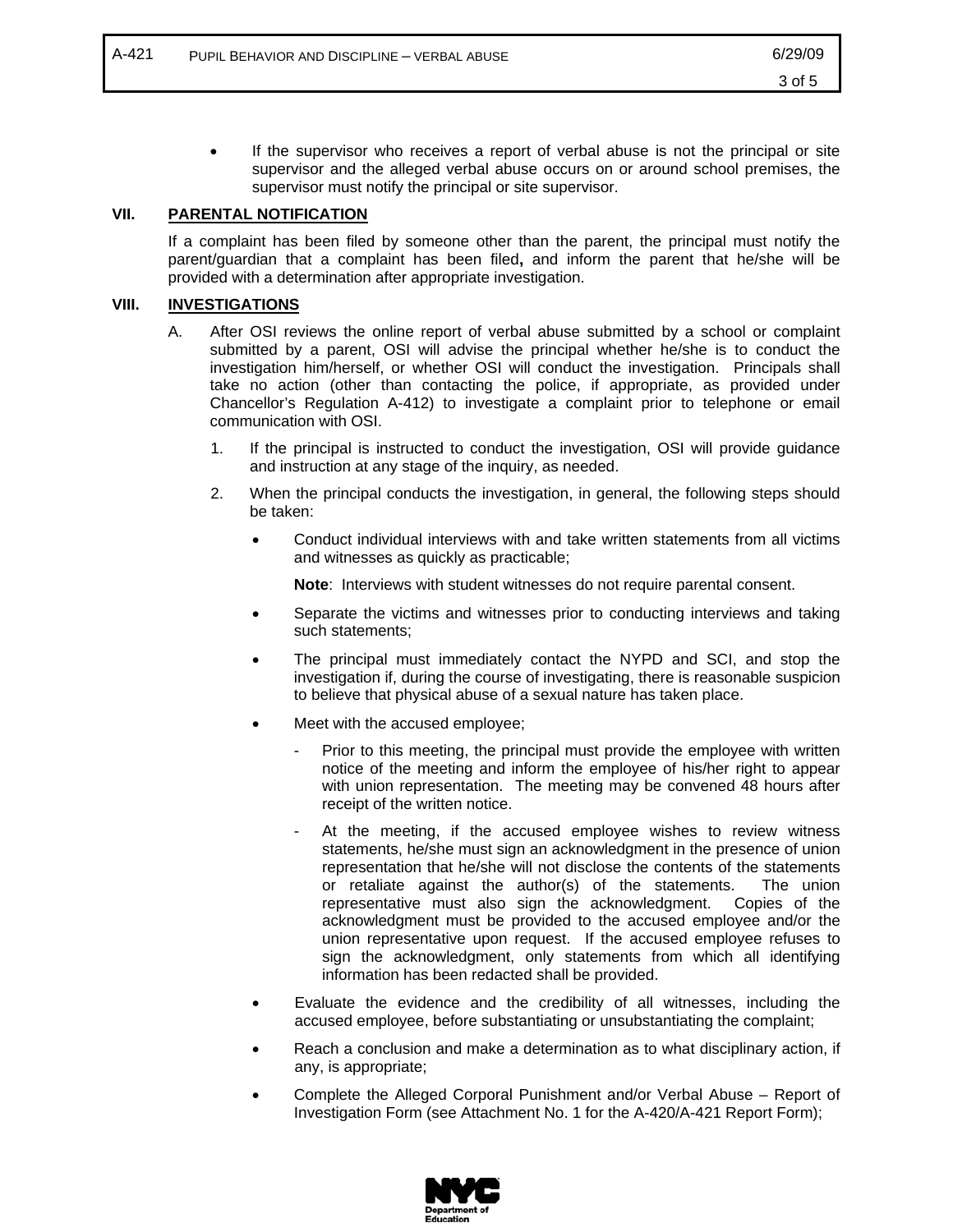- If the supervisor who receives a report of verbal abuse is not the principal or site supervisor and the alleged verbal abuse occurs on or around school premises, the supervisor must notify the principal or site supervisor.

## VII. PARENTAL NOTIFICATION

If a complaint has been filed by someone other than the parent, the principal must notify the parent/guardian that a complaint has been filed**,** and inform the parent that he/she will be provided with a determination after appropriate investigation.

## VIII. INVESTIGATIONS

A. After OSI reviews the online report of verbal abuse submitted by a school or complaint submitted by a parent, OSI will advise the principal whether he/she is to conduct the investigation him/herself, or whether OSI will conduct the investigation. Principals shall take no action (other than contacting the police, if appropriate, as provided under Chancellor's Regulation A-412) to investigate a complaint prior to telephone or email communication with OSI.

1. If the principal is instructed to conduct the investigation, OSI will provide guidance and instruction at any stage of the inquiry, as needed.

2. When the principal conducts the investigation, in general, the following steps should be taken:

   - Conduct individual interviews with and take written statements from all victims and witnesses as quickly as practicable;

     **Note**: Interviews with student witnesses do not require parental consent.

   - Separate the victims and witnesses prior to conducting interviews and taking such statements;

   - The principal must immediately contact the NYPD and SCI, and stop the investigation if, during the course of investigating, there is reasonable suspicion to believe that physical abuse of a sexual nature has taken place.

   - Meet with the accused employee;

     - Prior to this meeting, the principal must provide the employee with written notice of the meeting and inform the employee of his/her right to appear with union representation. The meeting may be convened 48 hours after receipt of the written notice.

     - At the meeting, if the accused employee wishes to review witness statements, he/she must sign an acknowledgment in the presence of union representation that he/she will not disclose the contents of the statements or retaliate against the author(s) of the statements. The union representative must also sign the acknowledgment. Copies of the acknowledgment must be provided to the accused employee and/or the union representative upon request. If the accused employee refuses to sign the acknowledgment, only statements from which all identifying information has been redacted shall be provided.

   - Evaluate the evidence and the credibility of all witnesses, including the accused employee, before substantiating or unsubstantiating the complaint;

   - Reach a conclusion and make a determination as to what disciplinary action, if any, is appropriate;

   - Complete the Alleged Corporal Punishment and/or Verbal Abuse – Report of Investigation Form (see Attachment No. 1 for the A-420/A-421 Report Form);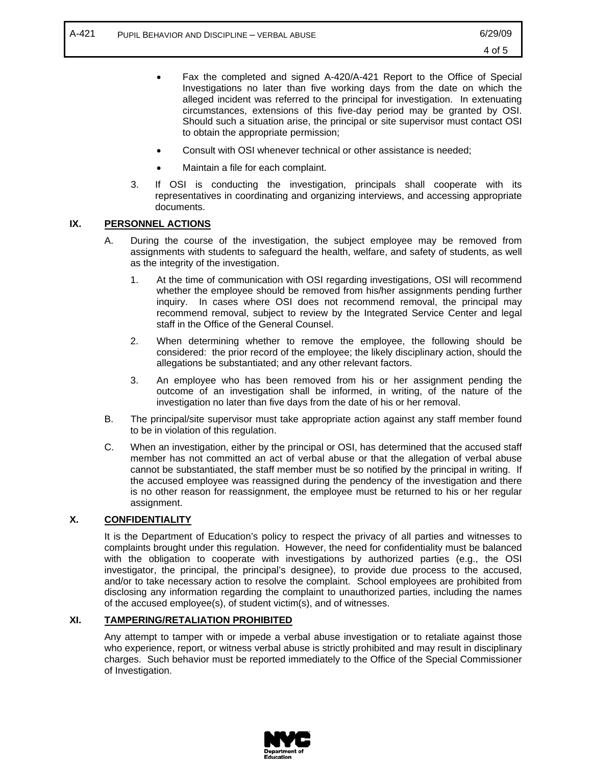- Fax the completed and signed A-420/A-421 Report to the Office of Special Investigations no later than five working days from the date on which the alleged incident was referred to the principal for investigation. In extenuating circumstances, extensions of this five-day period may be granted by OSI. Should such a situation arise, the principal or site supervisor must contact OSI to obtain the appropriate permission;
- Consult with OSI whenever technical or other assistance is needed;
- Maintain a file for each complaint.

3. If OSI is conducting the investigation, principals shall cooperate with its representatives in coordinating and organizing interviews, and accessing appropriate documents.

## IX. PERSONNEL ACTIONS

A. During the course of the investigation, the subject employee may be removed from assignments with students to safeguard the health, welfare, and safety of students, as well as the integrity of the investigation.

1. At the time of communication with OSI regarding investigations, OSI will recommend whether the employee should be removed from his/her assignments pending further inquiry. In cases where OSI does not recommend removal, the principal may recommend removal, subject to review by the Integrated Service Center and legal staff in the Office of the General Counsel.
2. When determining whether to remove the employee, the following should be considered: the prior record of the employee; the likely disciplinary action, should the allegations be substantiated; and any other relevant factors.
3. An employee who has been removed from his or her assignment pending the outcome of an investigation shall be informed, in writing, of the nature of the investigation no later than five days from the date of his or her removal.

B. The principal/site supervisor must take appropriate action against any staff member found to be in violation of this regulation.

C. When an investigation, either by the principal or OSI, has determined that the accused staff member has not committed an act of verbal abuse or that the allegation of verbal abuse cannot be substantiated, the staff member must be so notified by the principal in writing. If the accused employee was reassigned during the pendency of the investigation and there is no other reason for reassignment, the employee must be returned to his or her regular assignment.

## X. CONFIDENTIALITY

It is the Department of Education's policy to respect the privacy of all parties and witnesses to complaints brought under this regulation. However, the need for confidentiality must be balanced with the obligation to cooperate with investigations by authorized parties (e.g., the OSI investigator, the principal, the principal's designee), to provide due process to the accused, and/or to take necessary action to resolve the complaint. School employees are prohibited from disclosing any information regarding the complaint to unauthorized parties, including the names of the accused employee(s), of student victim(s), and of witnesses.

## XI. TAMPERING/RETALIATION PROHIBITED

Any attempt to tamper with or impede a verbal abuse investigation or to retaliate against those who experience, report, or witness verbal abuse is strictly prohibited and may result in disciplinary charges. Such behavior must be reported immediately to the Office of the Special Commissioner of Investigation.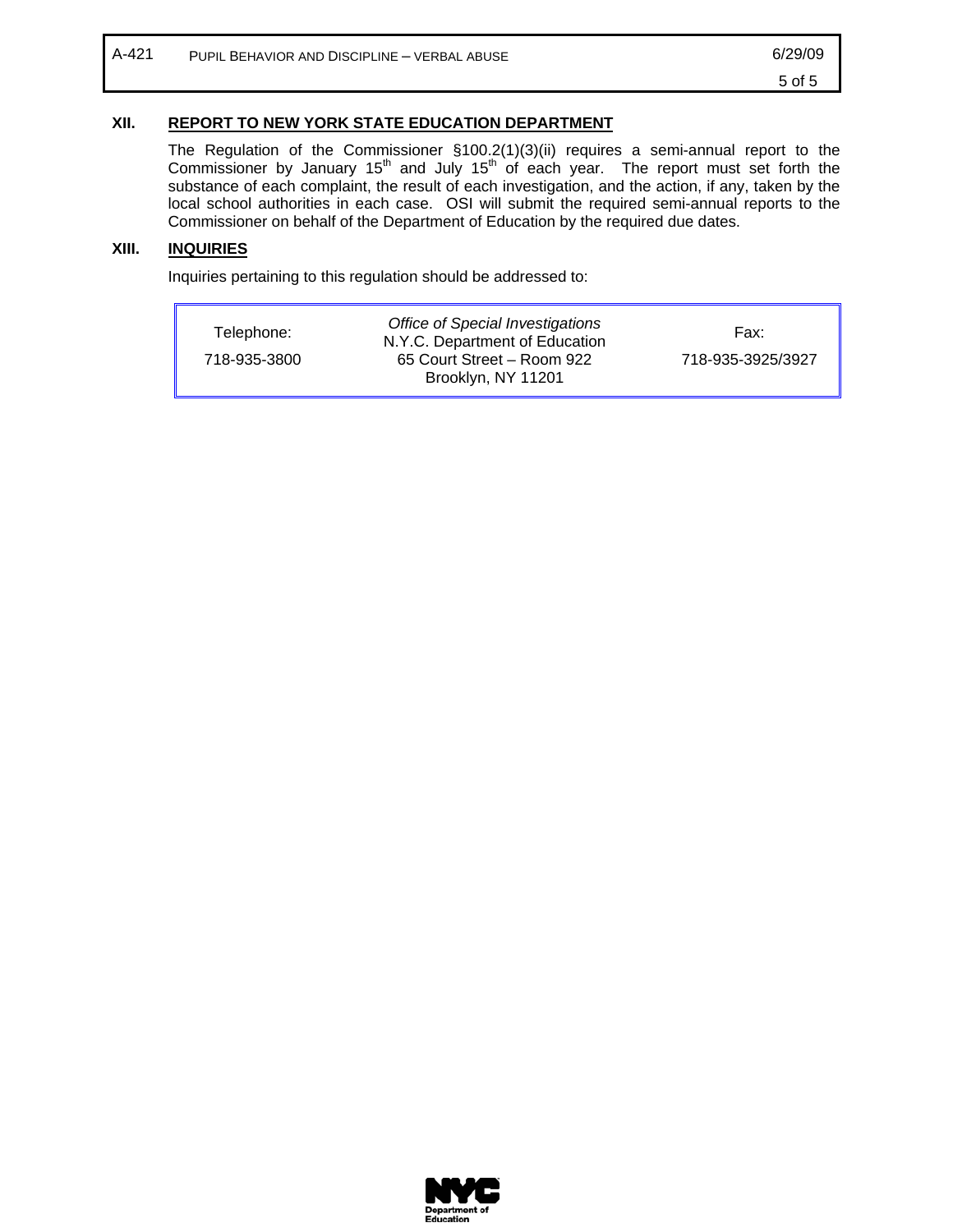## XII. REPORT TO NEW YORK STATE EDUCATION DEPARTMENT

The Regulation of the Commissioner §100.2(1)(3)(ii) requires a semi-annual report to the Commissioner by January 15th and July 15th of each year. The report must set forth the substance of each complaint, the result of each investigation, and the action, if any, taken by the local school authorities in each case. OSI will submit the required semi-annual reports to the Commissioner on behalf of the Department of Education by the required due dates.

## XIII. INQUIRIES

Inquiries pertaining to this regulation should be addressed to:

| Telephone: | *Office of Special Investigations* | Fax: |
|---|---|---|
| 718-935-3800 | N.Y.C. Department of Education<br>65 Court Street – Room 922<br>Brooklyn, NY 11201 | 718-935-3925/3927 |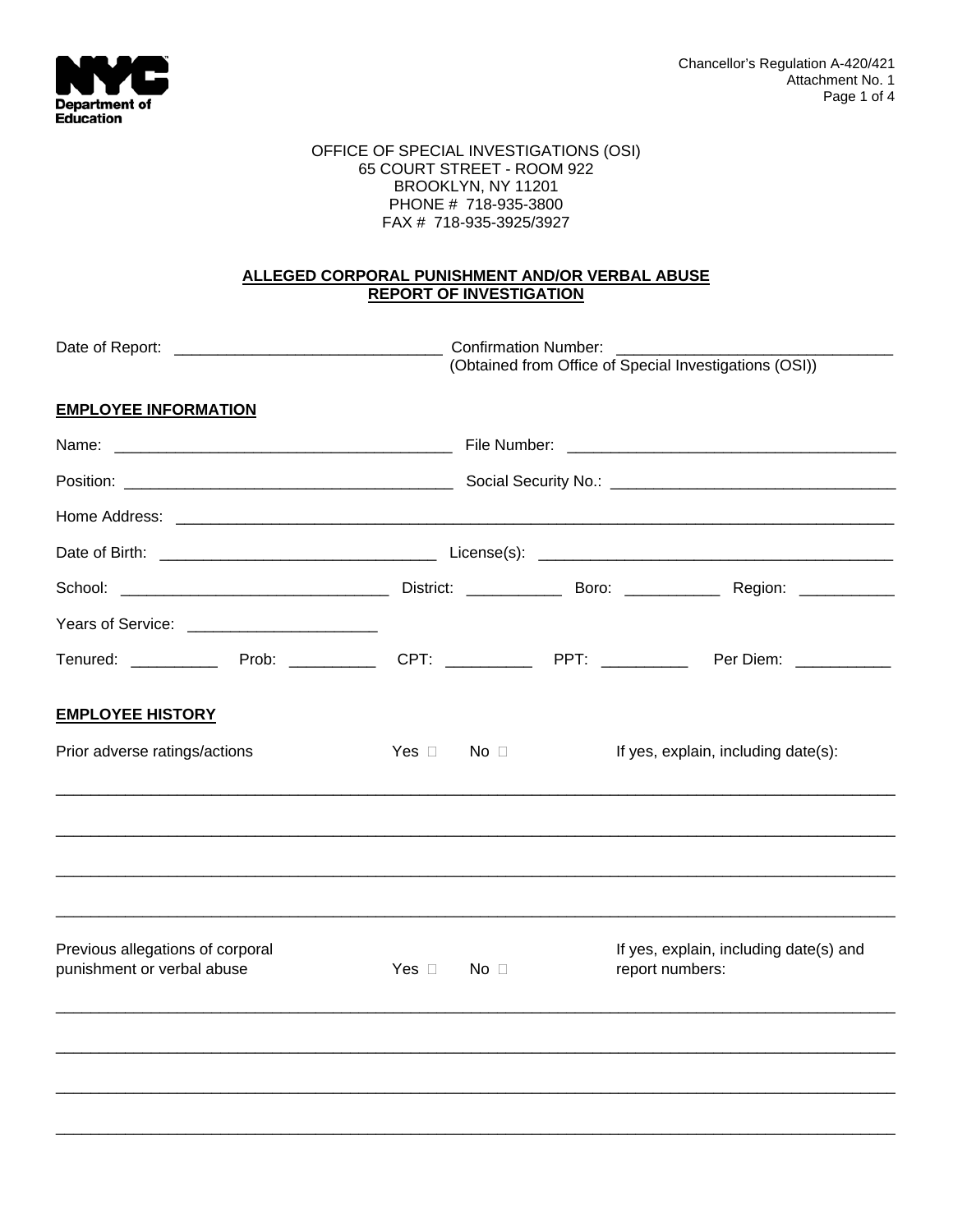Chancellor's Regulation A-420/421
Attachment No. 1

OFFICE OF SPECIAL INVESTIGATIONS (OSI)
65 COURT STREET - ROOM 922
BROOKLYN, NY 11201
PHONE # 718-935-3800
FAX # 718-935-3925/3927

**ALLEGED CORPORAL PUNISHMENT AND/OR VERBAL ABUSE**
**REPORT OF INVESTIGATION**

Date of Report: ______________________________ Confirmation Number: ______________________________
(Obtained from Office of Special Investigations (OSI))

**EMPLOYEE INFORMATION**

Name: ______________________________________ File Number: ____________________________________

Position: ____________________________________ Social Security No.: ______________________________

Home Address: _______________________________________________________________________________

Date of Birth: ______________________________ License(s): ______________________________________

School: ____________________________ District: __________ Boro: __________ Region: __________

Years of Service: ____________________

Tenured: _________ Prob: _________ CPT: _________ PPT: _________ Per Diem: __________

**EMPLOYEE HISTORY**

Prior adverse ratings/actions Yes ☐ No ☐ If yes, explain, including date(s):

_____________________________________________________________________________________________

_____________________________________________________________________________________________

_____________________________________________________________________________________________

_____________________________________________________________________________________________

Previous allegations of corporal punishment or verbal abuse Yes ☐ No ☐ If yes, explain, including date(s) and report numbers:

_____________________________________________________________________________________________

_____________________________________________________________________________________________

_____________________________________________________________________________________________

_____________________________________________________________________________________________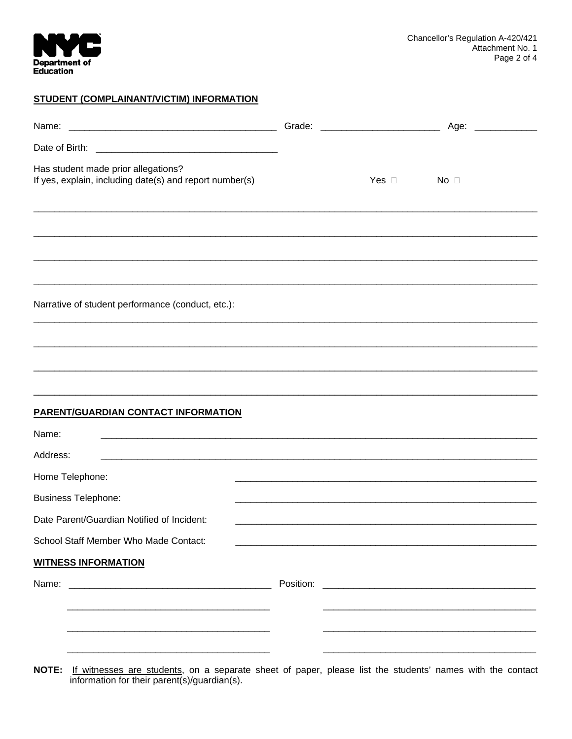## STUDENT (COMPLAINANT/VICTIM) INFORMATION

Name: ________________________________________ Grade: ______________________ Age: ___________

Date of Birth: ___________________________________

Has student made prior allegations?
If yes, explain, including date(s) and report number(s) Yes ☐ No ☐

_______________________________________________________________________________________________

_______________________________________________________________________________________________

_______________________________________________________________________________________________

_______________________________________________________________________________________________

Narrative of student performance (conduct, etc.):

_______________________________________________________________________________________________

_______________________________________________________________________________________________

_______________________________________________________________________________________________

_______________________________________________________________________________________________

## PARENT/GUARDIAN CONTACT INFORMATION

Name: _________________________________________________________________________________

Address: _________________________________________________________________________________

Home Telephone: ___________________________________________________________

Business Telephone: ___________________________________________________________

Date Parent/Guardian Notified of Incident: ___________________________________________________________

School Staff Member Who Made Contact: ___________________________________________________________

## WITNESS INFORMATION

Name: ______________________________________ Position: ________________________________________

______________________________________ ________________________________________

______________________________________ ________________________________________

______________________________________ ________________________________________

**NOTE:** If witnesses are students, on a separate sheet of paper, please list the students' names with the contact information for their parent(s)/guardian(s).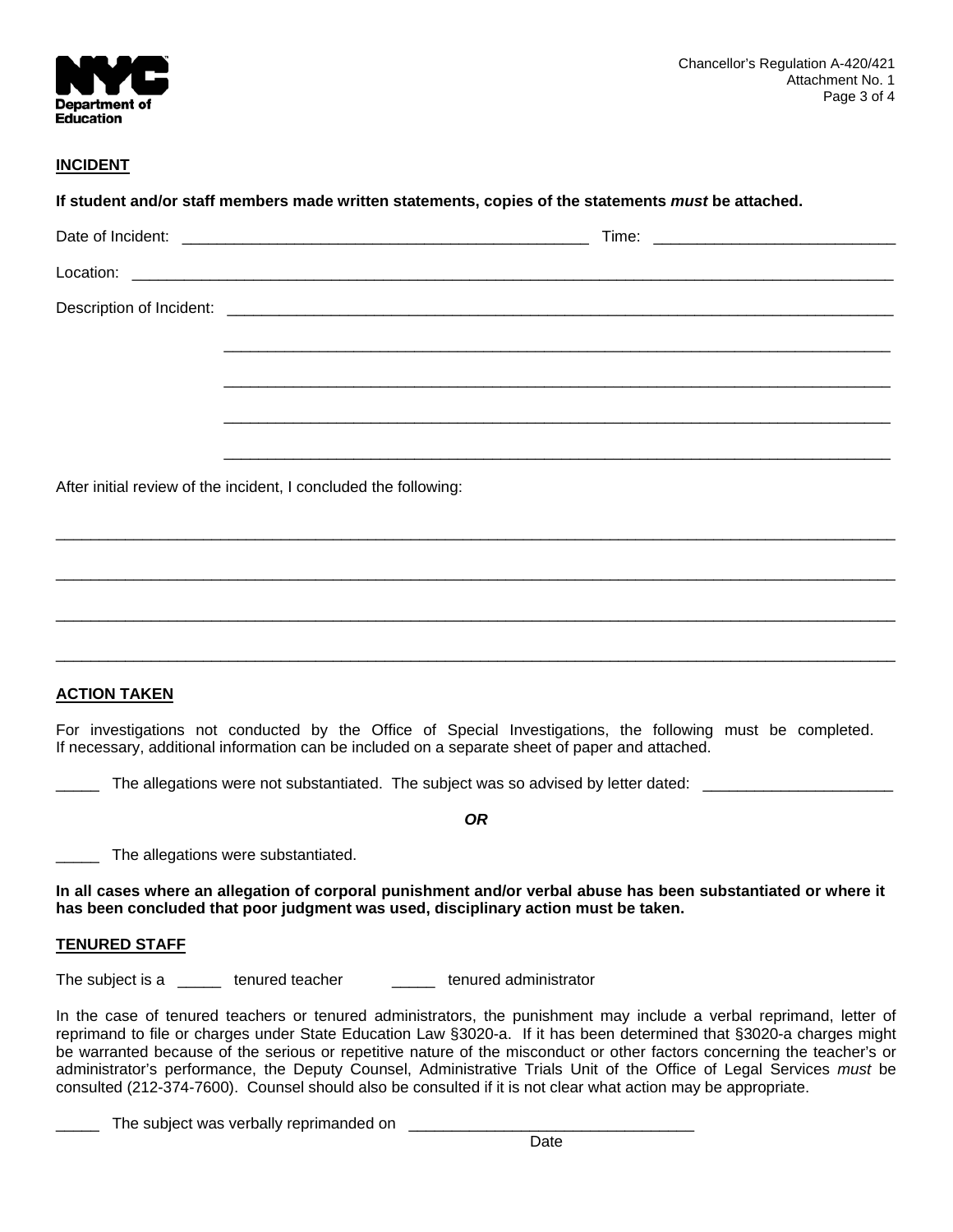**INCIDENT**

**If student and/or staff members made written statements, copies of the statements *must* be attached.**

Date of Incident: ______________________________________________ Time: __________________________

Location: ______________________________________________________________________________________

Description of Incident: ___________________________________________________________________________

___________________________________________________________________________

___________________________________________________________________________

___________________________________________________________________________

___________________________________________________________________________

After initial review of the incident, I concluded the following:

______________________________________________________________________________________________

______________________________________________________________________________________________

______________________________________________________________________________________________

______________________________________________________________________________________________

**ACTION TAKEN**

For investigations not conducted by the Office of Special Investigations, the following must be completed. If necessary, additional information can be included on a separate sheet of paper and attached.

_____ The allegations were not substantiated. The subject was so advised by letter dated: _____________________

***OR***

_____ The allegations were substantiated.

**In all cases where an allegation of corporal punishment and/or verbal abuse has been substantiated or where it has been concluded that poor judgment was used, disciplinary action must be taken.**

**TENURED STAFF**

The subject is a _____ tenured teacher _____ tenured administrator

In the case of tenured teachers or tenured administrators, the punishment may include a verbal reprimand, letter of reprimand to file or charges under State Education Law §3020-a. If it has been determined that §3020-a charges might be warranted because of the serious or repetitive nature of the misconduct or other factors concerning the teacher's or administrator's performance, the Deputy Counsel, Administrative Trials Unit of the Office of Legal Services *must* be consulted (212-374-7600). Counsel should also be consulted if it is not clear what action may be appropriate.

_____ The subject was verbally reprimanded on ________________________________
Date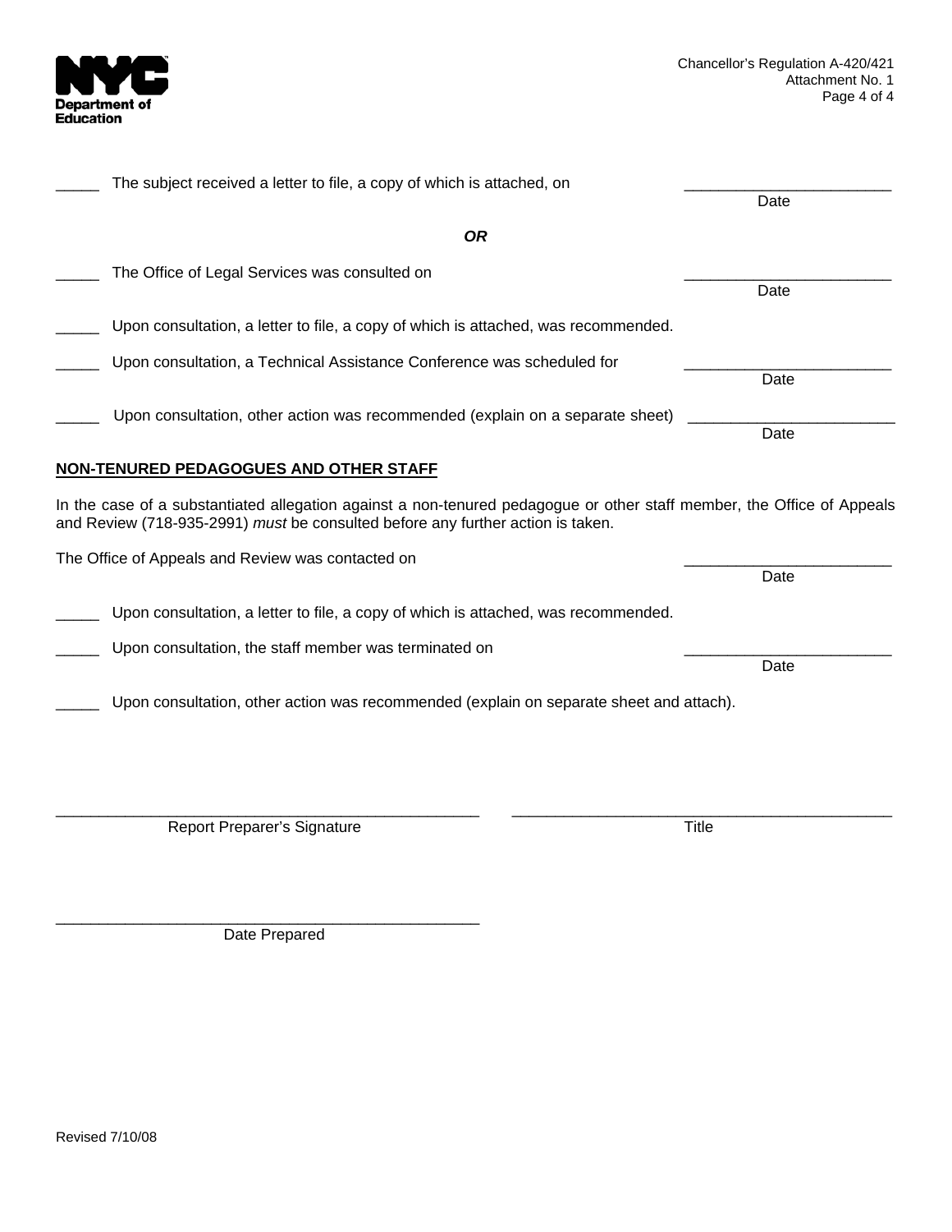_____ The subject received a letter to file, a copy of which is attached, on _______________________ Date

***OR***

_____ The Office of Legal Services was consulted on _______________________ Date

_____ Upon consultation, a letter to file, a copy of which is attached, was recommended.

_____ Upon consultation, a Technical Assistance Conference was scheduled for _______________________ Date

_____ Upon consultation, other action was recommended (explain on a separate sheet) _______________________ Date

**NON-TENURED PEDAGOGUES AND OTHER STAFF**

In the case of a substantiated allegation against a non-tenured pedagogue or other staff member, the Office of Appeals and Review (718-935-2991) *must* be consulted before any further action is taken.

The Office of Appeals and Review was contacted on _______________________ Date

_____ Upon consultation, a letter to file, a copy of which is attached, was recommended.

_____ Upon consultation, the staff member was terminated on _______________________ Date

_____ Upon consultation, other action was recommended (explain on separate sheet and attach).

_______________________________________________ Report Preparer's Signature

_______________________________________________ Title

_______________________________________________ Date Prepared

Revised 7/10/08